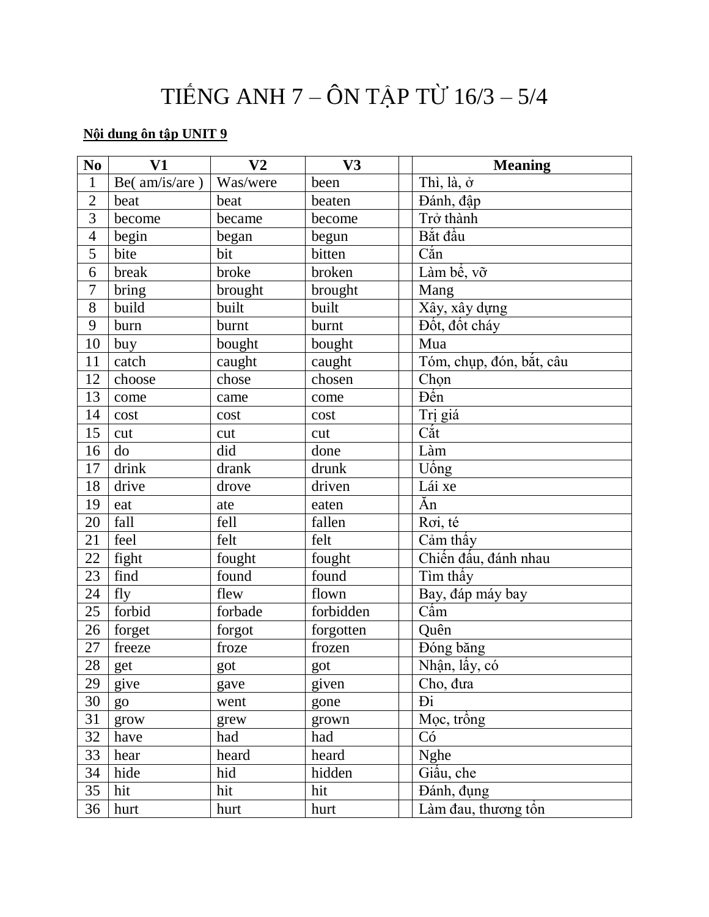# TIẾNG ANH 7 – ÔN TẬP TỪ 16/3 – 5/4

**Nội dung ôn tập UNIT 9**

| No | V1 | V2 | V3 | | Meaning |
|---|---|---|---|---|---|
| 1 | Be( am/is/are ) | Was/were | been | | Thì, là, ở |
| 2 | beat | beat | beaten | | Đánh, đập |
| 3 | become | became | become | | Trở thành |
| 4 | begin | began | begun | | Bắt đầu |
| 5 | bite | bit | bitten | | Cắn |
| 6 | break | broke | broken | | Làm bể, vỡ |
| 7 | bring | brought | brought | | Mang |
| 8 | build | built | built | | Xây, xây dựng |
| 9 | burn | burnt | burnt | | Đốt, đốt cháy |
| 10 | buy | bought | bought | | Mua |
| 11 | catch | caught | caught | | Tóm, chụp, đón, bắt, câu |
| 12 | choose | chose | chosen | | Chọn |
| 13 | come | came | come | | Đến |
| 14 | cost | cost | cost | | Trị giá |
| 15 | cut | cut | cut | | Cắt |
| 16 | do | did | done | | Làm |
| 17 | drink | drank | drunk | | Uống |
| 18 | drive | drove | driven | | Lái xe |
| 19 | eat | ate | eaten | | Ăn |
| 20 | fall | fell | fallen | | Rơi, té |
| 21 | feel | felt | felt | | Cảm thấy |
| 22 | fight | fought | fought | | Chiến đấu, đánh nhau |
| 23 | find | found | found | | Tìm thấy |
| 24 | fly | flew | flown | | Bay, đáp máy bay |
| 25 | forbid | forbade | forbidden | | Cấm |
| 26 | forget | forgot | forgotten | | Quên |
| 27 | freeze | froze | frozen | | Đóng băng |
| 28 | get | got | got | | Nhận, lấy, có |
| 29 | give | gave | given | | Cho, đưa |
| 30 | go | went | gone | | Đi |
| 31 | grow | grew | grown | | Mọc, trồng |
| 32 | have | had | had | | Có |
| 33 | hear | heard | heard | | Nghe |
| 34 | hide | hid | hidden | | Giấu, che |
| 35 | hit | hit | hit | | Đánh, đụng |
| 36 | hurt | hurt | hurt | | Làm đau, thương tổn |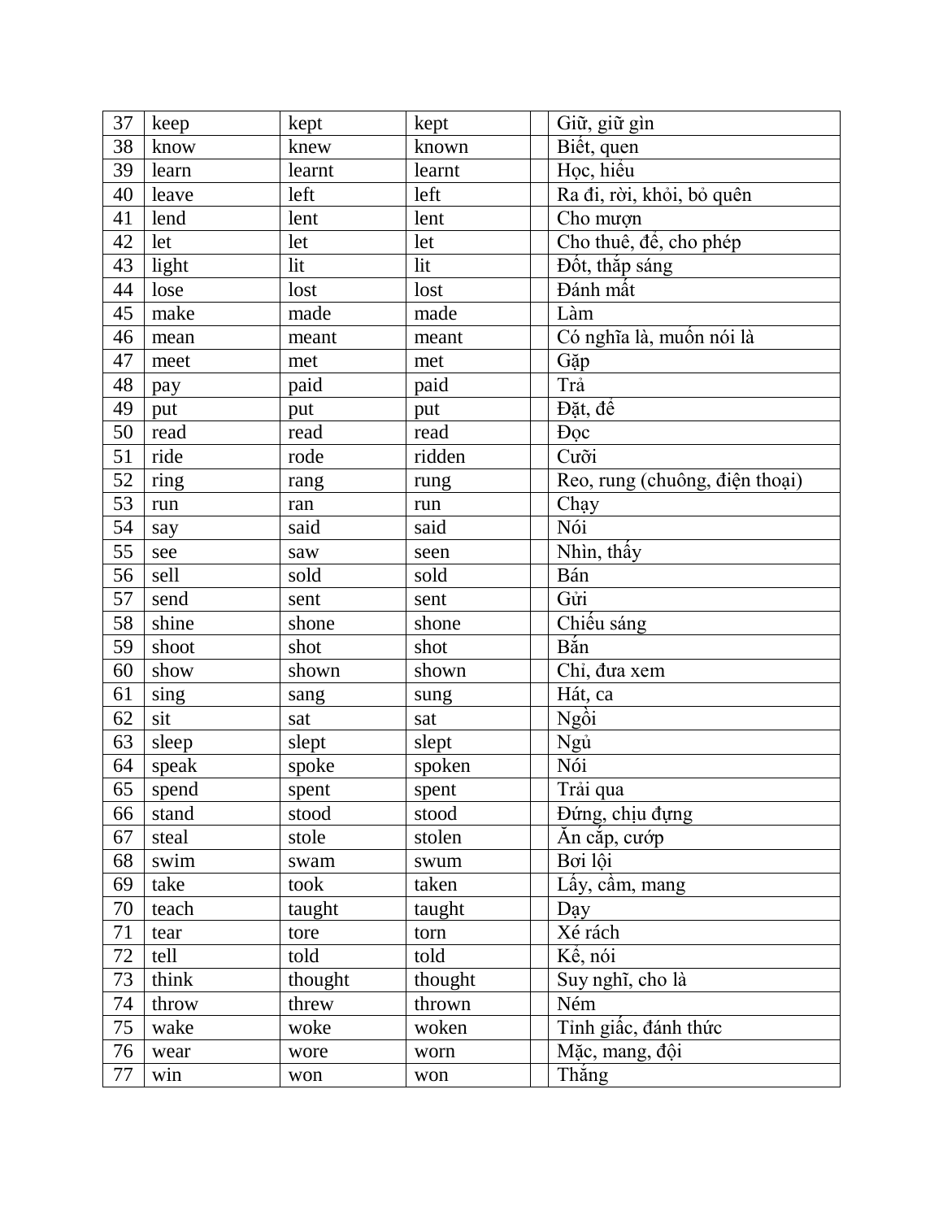| 37 | keep | kept | kept | | Giữ, giữ gìn |
|---|---|---|---|---|---|
| 38 | know | knew | known | | Biết, quen |
| 39 | learn | learnt | learnt | | Học, hiểu |
| 40 | leave | left | left | | Ra đi, rời, khỏi, bỏ quên |
| 41 | lend | lent | lent | | Cho mượn |
| 42 | let | let | let | | Cho thuê, để, cho phép |
| 43 | light | lit | lit | | Đốt, thắp sáng |
| 44 | lose | lost | lost | | Đánh mất |
| 45 | make | made | made | | Làm |
| 46 | mean | meant | meant | | Có nghĩa là, muốn nói là |
| 47 | meet | met | met | | Gặp |
| 48 | pay | paid | paid | | Trả |
| 49 | put | put | put | | Đặt, để |
| 50 | read | read | read | | Đọc |
| 51 | ride | rode | ridden | | Cưỡi |
| 52 | ring | rang | rung | | Reo, rung (chuông, điện thoại) |
| 53 | run | ran | run | | Chạy |
| 54 | say | said | said | | Nói |
| 55 | see | saw | seen | | Nhìn, thấy |
| 56 | sell | sold | sold | | Bán |
| 57 | send | sent | sent | | Gửi |
| 58 | shine | shone | shone | | Chiếu sáng |
| 59 | shoot | shot | shot | | Bắn |
| 60 | show | shown | shown | | Chỉ, đưa xem |
| 61 | sing | sang | sung | | Hát, ca |
| 62 | sit | sat | sat | | Ngồi |
| 63 | sleep | slept | slept | | Ngủ |
| 64 | speak | spoke | spoken | | Nói |
| 65 | spend | spent | spent | | Trải qua |
| 66 | stand | stood | stood | | Đứng, chịu đựng |
| 67 | steal | stole | stolen | | Ăn cắp, cướp |
| 68 | swim | swam | swum | | Bơi lội |
| 69 | take | took | taken | | Lấy, cầm, mang |
| 70 | teach | taught | taught | | Dạy |
| 71 | tear | tore | torn | | Xé rách |
| 72 | tell | told | told | | Kể, nói |
| 73 | think | thought | thought | | Suy nghĩ, cho là |
| 74 | throw | threw | thrown | | Ném |
| 75 | wake | woke | woken | | Tỉnh giấc, đánh thức |
| 76 | wear | wore | worn | | Mặc, mang, đội |
| 77 | win | won | won | | Thắng |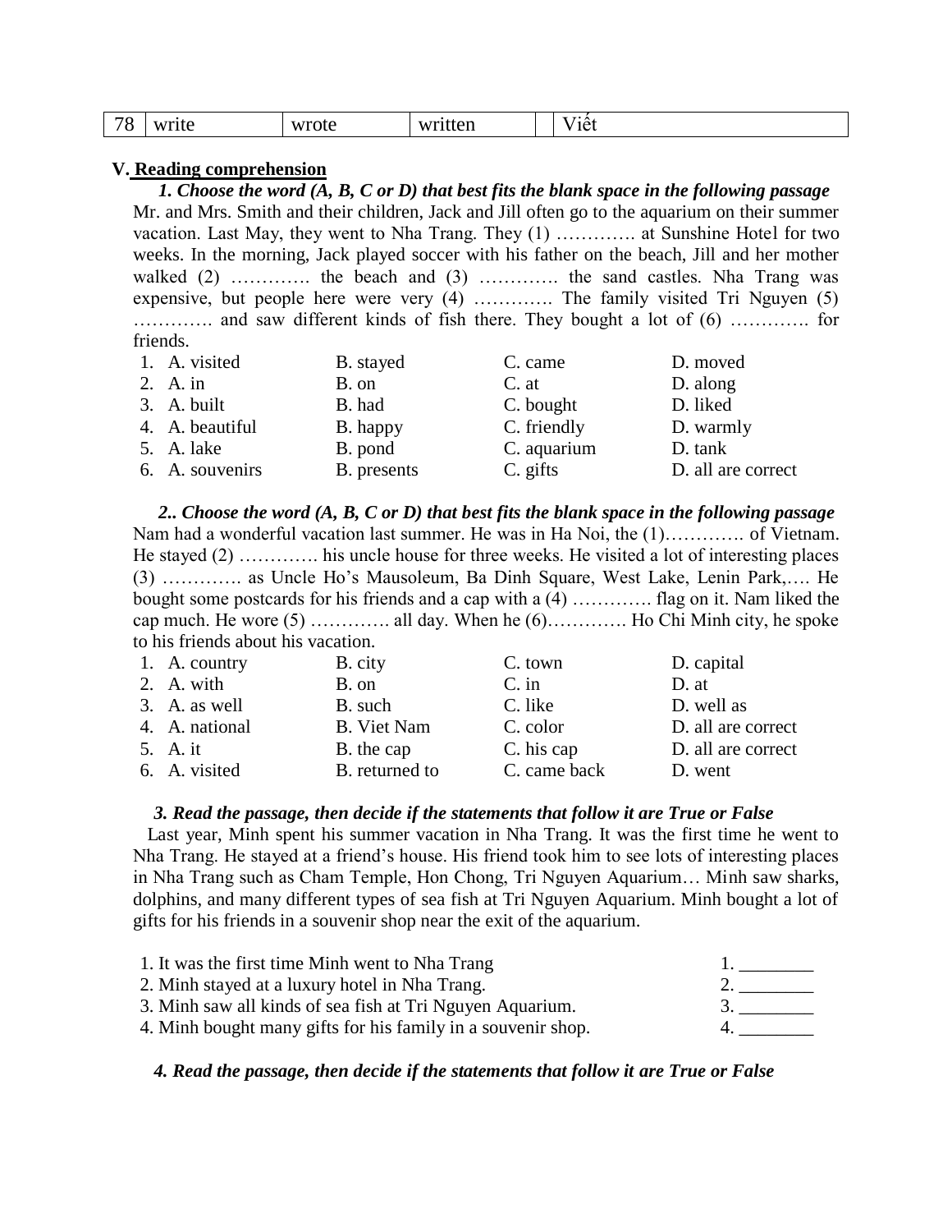| 78 | write | wrote | written | | Viết |
|---|---|---|---|---|---|

**V. Reading comprehension**

***1. Choose the word (A, B, C or D) that best fits the blank space in the following passage***

Mr. and Mrs. Smith and their children, Jack and Jill often go to the aquarium on their summer vacation. Last May, they went to Nha Trang. They (1) …………. at Sunshine Hotel for two weeks. In the morning, Jack played soccer with his father on the beach, Jill and her mother walked (2) …………. the beach and (3) …………. the sand castles. Nha Trang was expensive, but people here were very (4) …………. The family visited Tri Nguyen (5) …………. and saw different kinds of fish there. They bought a lot of (6) …………. for friends.

| | | | |
|---|---|---|---|
| 1. A. visited | B. stayed | C. came | D. moved |
| 2. A. in | B. on | C. at | D. along |
| 3. A. built | B. had | C. bought | D. liked |
| 4. A. beautiful | B. happy | C. friendly | D. warmly |
| 5. A. lake | B. pond | C. aquarium | D. tank |
| 6. A. souvenirs | B. presents | C. gifts | D. all are correct |

***2.. Choose the word (A, B, C or D) that best fits the blank space in the following passage***

Nam had a wonderful vacation last summer. He was in Ha Noi, the (1)…………. of Vietnam. He stayed (2) …………. his uncle house for three weeks. He visited a lot of interesting places (3) …………. as Uncle Ho's Mausoleum, Ba Dinh Square, West Lake, Lenin Park,…. He bought some postcards for his friends and a cap with a (4) …………. flag on it. Nam liked the cap much. He wore (5) …………. all day. When he (6)…………. Ho Chi Minh city, he spoke to his friends about his vacation.

| | | | |
|---|---|---|---|
| 1. A. country | B. city | C. town | D. capital |
| 2. A. with | B. on | C. in | D. at |
| 3. A. as well | B. such | C. like | D. well as |
| 4. A. national | B. Viet Nam | C. color | D. all are correct |
| 5. A. it | B. the cap | C. his cap | D. all are correct |
| 6. A. visited | B. returned to | C. came back | D. went |

***3. Read the passage, then decide if the statements that follow it are True or False***

Last year, Minh spent his summer vacation in Nha Trang. It was the first time he went to Nha Trang. He stayed at a friend's house. His friend took him to see lots of interesting places in Nha Trang such as Cham Temple, Hon Chong, Tri Nguyen Aquarium… Minh saw sharks, dolphins, and many different types of sea fish at Tri Nguyen Aquarium. Minh bought a lot of gifts for his friends in a souvenir shop near the exit of the aquarium.

1. It was the first time Minh went to Nha Trang 1. ________
2. Minh stayed at a luxury hotel in Nha Trang. 2. ________
3. Minh saw all kinds of sea fish at Tri Nguyen Aquarium. 3. ________
4. Minh bought many gifts for his family in a souvenir shop. 4. ________

***4. Read the passage, then decide if the statements that follow it are True or False***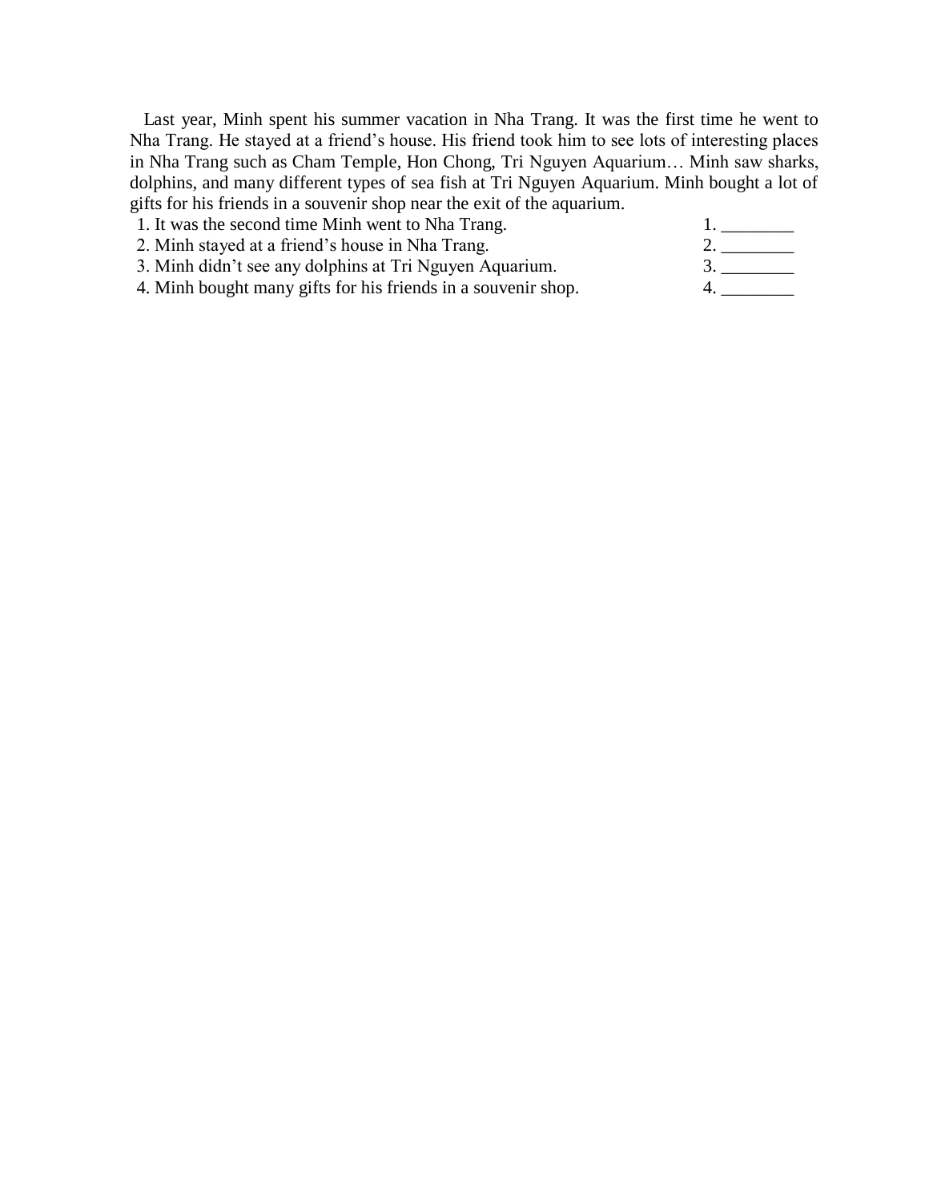Last year, Minh spent his summer vacation in Nha Trang. It was the first time he went to Nha Trang. He stayed at a friend's house. His friend took him to see lots of interesting places in Nha Trang such as Cham Temple, Hon Chong, Tri Nguyen Aquarium… Minh saw sharks, dolphins, and many different types of sea fish at Tri Nguyen Aquarium. Minh bought a lot of gifts for his friends in a souvenir shop near the exit of the aquarium.

1. It was the second time Minh went to Nha Trang. 1. ________
2. Minh stayed at a friend's house in Nha Trang. 2. ________
3. Minh didn't see any dolphins at Tri Nguyen Aquarium. 3. ________
4. Minh bought many gifts for his friends in a souvenir shop. 4. ________